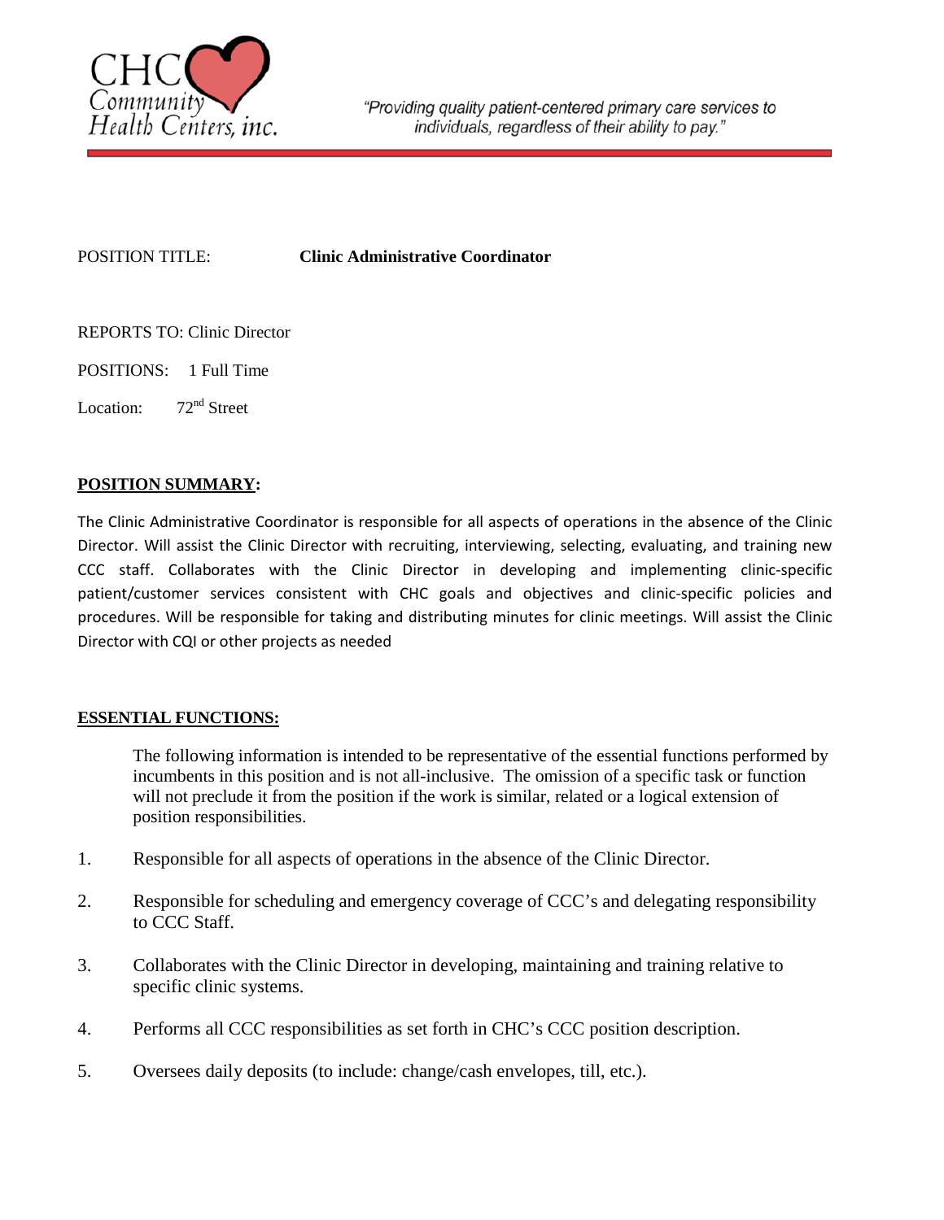CHC Community Health Centers, inc.

*"Providing quality patient-centered primary care services to individuals, regardless of their ability to pay."*

POSITION TITLE: **Clinic Administrative Coordinator**

REPORTS TO: Clinic Director

POSITIONS: 1 Full Time

Location: 72nd Street

## POSITION SUMMARY:

The Clinic Administrative Coordinator is responsible for all aspects of operations in the absence of the Clinic Director. Will assist the Clinic Director with recruiting, interviewing, selecting, evaluating, and training new CCC staff. Collaborates with the Clinic Director in developing and implementing clinic-specific patient/customer services consistent with CHC goals and objectives and clinic-specific policies and procedures. Will be responsible for taking and distributing minutes for clinic meetings. Will assist the Clinic Director with CQI or other projects as needed

## ESSENTIAL FUNCTIONS:

The following information is intended to be representative of the essential functions performed by incumbents in this position and is not all-inclusive. The omission of a specific task or function will not preclude it from the position if the work is similar, related or a logical extension of position responsibilities.

1. Responsible for all aspects of operations in the absence of the Clinic Director.
2. Responsible for scheduling and emergency coverage of CCC's and delegating responsibility to CCC Staff.
3. Collaborates with the Clinic Director in developing, maintaining and training relative to specific clinic systems.
4. Performs all CCC responsibilities as set forth in CHC's CCC position description.
5. Oversees daily deposits (to include: change/cash envelopes, till, etc.).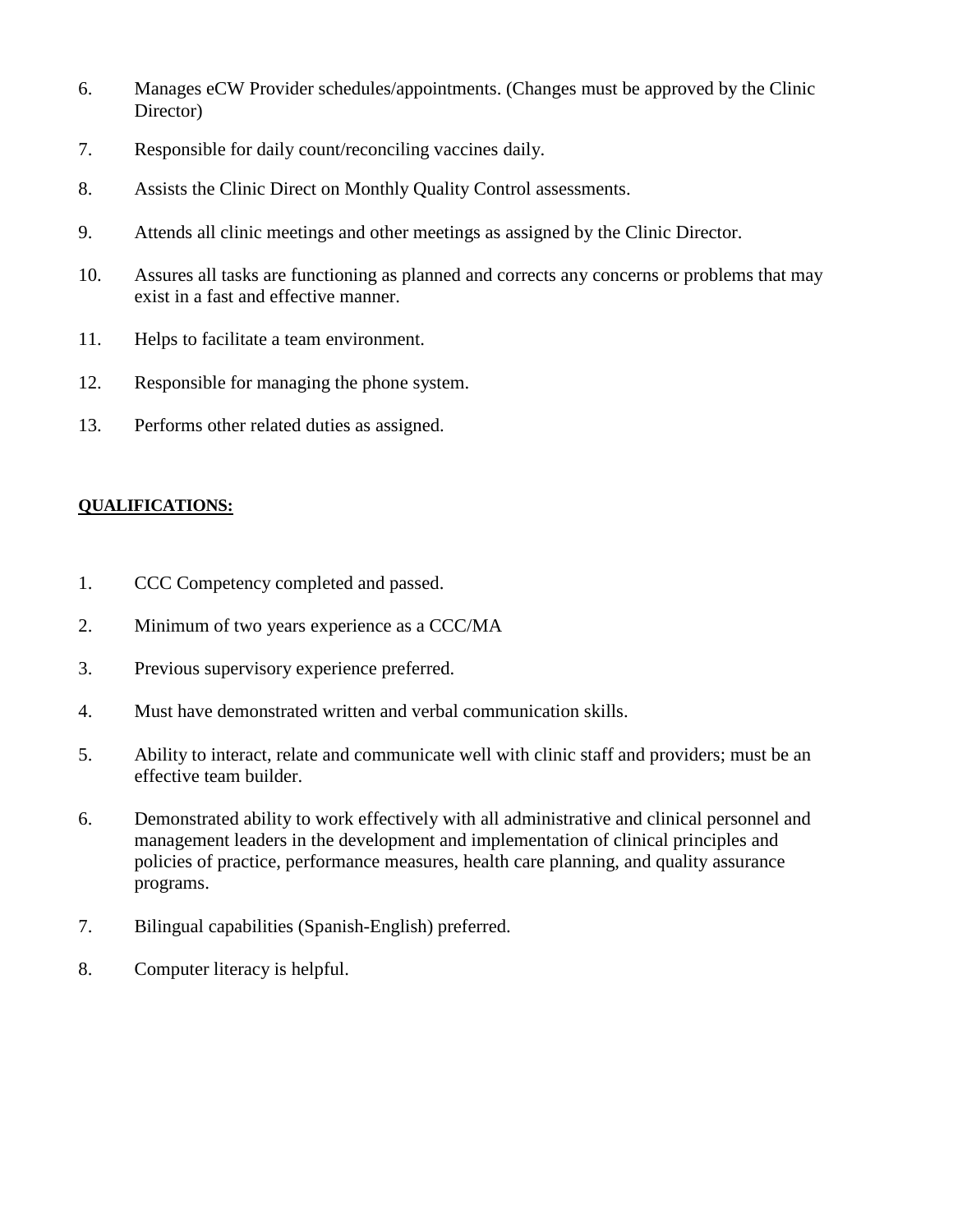6. Manages eCW Provider schedules/appointments. (Changes must be approved by the Clinic Director)

7. Responsible for daily count/reconciling vaccines daily.

8. Assists the Clinic Direct on Monthly Quality Control assessments.

9. Attends all clinic meetings and other meetings as assigned by the Clinic Director.

10. Assures all tasks are functioning as planned and corrects any concerns or problems that may exist in a fast and effective manner.

11. Helps to facilitate a team environment.

12. Responsible for managing the phone system.

13. Performs other related duties as assigned.

**QUALIFICATIONS:**

1. CCC Competency completed and passed.

2. Minimum of two years experience as a CCC/MA

3. Previous supervisory experience preferred.

4. Must have demonstrated written and verbal communication skills.

5. Ability to interact, relate and communicate well with clinic staff and providers; must be an effective team builder.

6. Demonstrated ability to work effectively with all administrative and clinical personnel and management leaders in the development and implementation of clinical principles and policies of practice, performance measures, health care planning, and quality assurance programs.

7. Bilingual capabilities (Spanish-English) preferred.

8. Computer literacy is helpful.